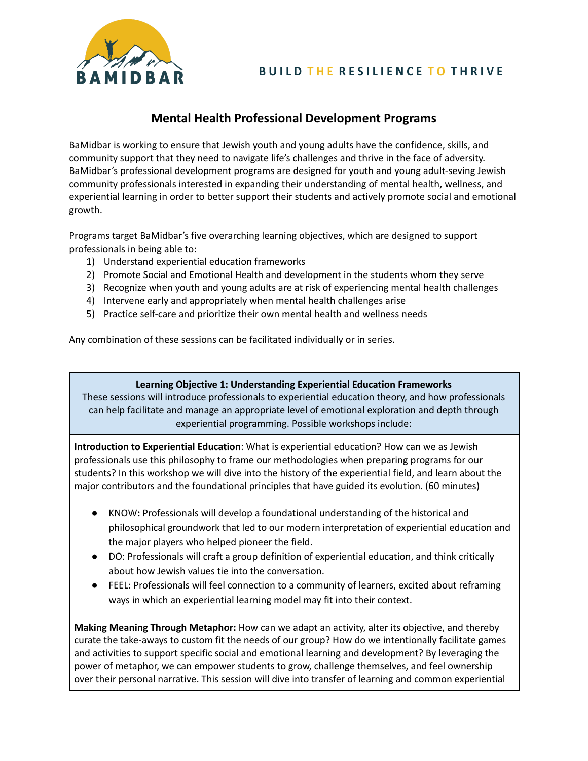BAMIDBAR

**BUILD THE RESILIENCE TO THRIVE**

## Mental Health Professional Development Programs

BaMidbar is working to ensure that Jewish youth and young adults have the confidence, skills, and community support that they need to navigate life's challenges and thrive in the face of adversity. BaMidbar's professional development programs are designed for youth and young adult-seving Jewish community professionals interested in expanding their understanding of mental health, wellness, and experiential learning in order to better support their students and actively promote social and emotional growth.

Programs target BaMidbar's five overarching learning objectives, which are designed to support professionals in being able to:

1) Understand experiential education frameworks
2) Promote Social and Emotional Health and development in the students whom they serve
3) Recognize when youth and young adults are at risk of experiencing mental health challenges
4) Intervene early and appropriately when mental health challenges arise
5) Practice self-care and prioritize their own mental health and wellness needs

Any combination of these sessions can be facilitated individually or in series.

**Learning Objective 1: Understanding Experiential Education Frameworks**

These sessions will introduce professionals to experiential education theory, and how professionals can help facilitate and manage an appropriate level of emotional exploration and depth through experiential programming. Possible workshops include:

**Introduction to Experiential Education**: What is experiential education? How can we as Jewish professionals use this philosophy to frame our methodologies when preparing programs for our students? In this workshop we will dive into the history of the experiential field, and learn about the major contributors and the foundational principles that have guided its evolution. (60 minutes)

- KNOW**:** Professionals will develop a foundational understanding of the historical and philosophical groundwork that led to our modern interpretation of experiential education and the major players who helped pioneer the field.
- DO: Professionals will craft a group definition of experiential education, and think critically about how Jewish values tie into the conversation.
- FEEL: Professionals will feel connection to a community of learners, excited about reframing ways in which an experiential learning model may fit into their context.

**Making Meaning Through Metaphor:** How can we adapt an activity, alter its objective, and thereby curate the take-aways to custom fit the needs of our group? How do we intentionally facilitate games and activities to support specific social and emotional learning and development? By leveraging the power of metaphor, we can empower students to grow, challenge themselves, and feel ownership over their personal narrative. This session will dive into transfer of learning and common experiential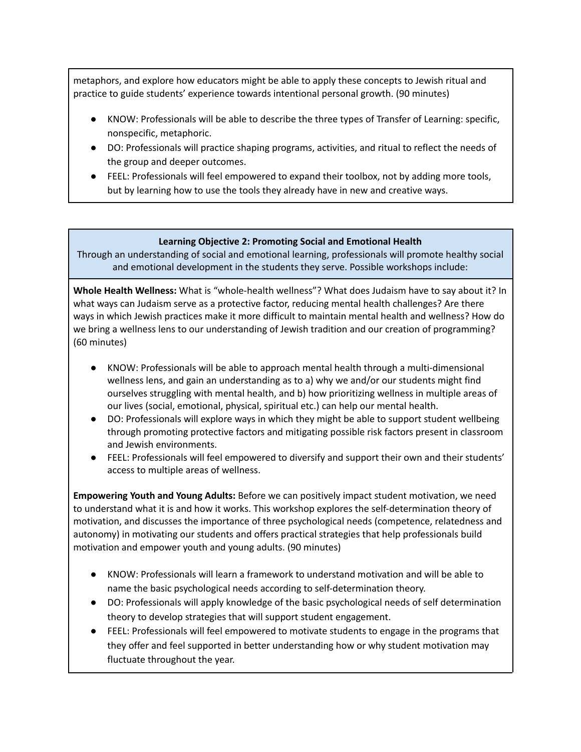metaphors, and explore how educators might be able to apply these concepts to Jewish ritual and practice to guide students' experience towards intentional personal growth. (90 minutes)

- KNOW: Professionals will be able to describe the three types of Transfer of Learning: specific, nonspecific, metaphoric.
- DO: Professionals will practice shaping programs, activities, and ritual to reflect the needs of the group and deeper outcomes.
- FEEL: Professionals will feel empowered to expand their toolbox, not by adding more tools, but by learning how to use the tools they already have in new and creative ways.

**Learning Objective 2: Promoting Social and Emotional Health**

Through an understanding of social and emotional learning, professionals will promote healthy social and emotional development in the students they serve. Possible workshops include:

**Whole Health Wellness:** What is "whole-health wellness"? What does Judaism have to say about it? In what ways can Judaism serve as a protective factor, reducing mental health challenges? Are there ways in which Jewish practices make it more difficult to maintain mental health and wellness? How do we bring a wellness lens to our understanding of Jewish tradition and our creation of programming? (60 minutes)

- KNOW: Professionals will be able to approach mental health through a multi-dimensional wellness lens, and gain an understanding as to a) why we and/or our students might find ourselves struggling with mental health, and b) how prioritizing wellness in multiple areas of our lives (social, emotional, physical, spiritual etc.) can help our mental health.
- DO: Professionals will explore ways in which they might be able to support student wellbeing through promoting protective factors and mitigating possible risk factors present in classroom and Jewish environments.
- FEEL: Professionals will feel empowered to diversify and support their own and their students' access to multiple areas of wellness.

**Empowering Youth and Young Adults:** Before we can positively impact student motivation, we need to understand what it is and how it works. This workshop explores the self-determination theory of motivation, and discusses the importance of three psychological needs (competence, relatedness and autonomy) in motivating our students and offers practical strategies that help professionals build motivation and empower youth and young adults. (90 minutes)

- KNOW: Professionals will learn a framework to understand motivation and will be able to name the basic psychological needs according to self-determination theory.
- DO: Professionals will apply knowledge of the basic psychological needs of self determination theory to develop strategies that will support student engagement.
- FEEL: Professionals will feel empowered to motivate students to engage in the programs that they offer and feel supported in better understanding how or why student motivation may fluctuate throughout the year.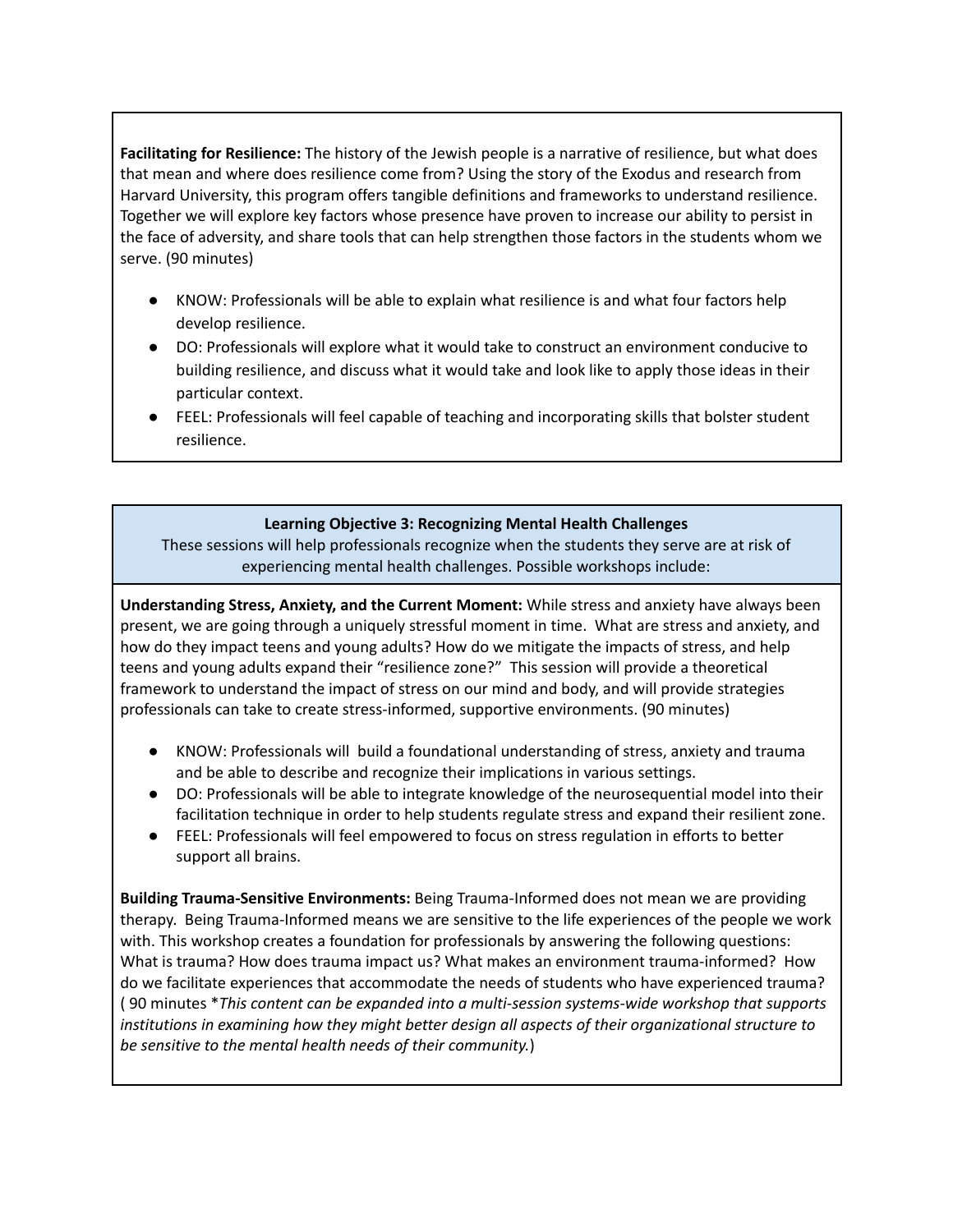**Facilitating for Resilience:** The history of the Jewish people is a narrative of resilience, but what does that mean and where does resilience come from? Using the story of the Exodus and research from Harvard University, this program offers tangible definitions and frameworks to understand resilience. Together we will explore key factors whose presence have proven to increase our ability to persist in the face of adversity, and share tools that can help strengthen those factors in the students whom we serve. (90 minutes)

- KNOW: Professionals will be able to explain what resilience is and what four factors help develop resilience.
- DO: Professionals will explore what it would take to construct an environment conducive to building resilience, and discuss what it would take and look like to apply those ideas in their particular context.
- FEEL: Professionals will feel capable of teaching and incorporating skills that bolster student resilience.

**Learning Objective 3: Recognizing Mental Health Challenges**

These sessions will help professionals recognize when the students they serve are at risk of experiencing mental health challenges. Possible workshops include:

**Understanding Stress, Anxiety, and the Current Moment:** While stress and anxiety have always been present, we are going through a uniquely stressful moment in time. What are stress and anxiety, and how do they impact teens and young adults? How do we mitigate the impacts of stress, and help teens and young adults expand their "resilience zone?" This session will provide a theoretical framework to understand the impact of stress on our mind and body, and will provide strategies professionals can take to create stress-informed, supportive environments. (90 minutes)

- KNOW: Professionals will build a foundational understanding of stress, anxiety and trauma and be able to describe and recognize their implications in various settings.
- DO: Professionals will be able to integrate knowledge of the neurosequential model into their facilitation technique in order to help students regulate stress and expand their resilient zone.
- FEEL: Professionals will feel empowered to focus on stress regulation in efforts to better support all brains.

**Building Trauma-Sensitive Environments:** Being Trauma-Informed does not mean we are providing therapy. Being Trauma-Informed means we are sensitive to the life experiences of the people we work with. This workshop creates a foundation for professionals by answering the following questions: What is trauma? How does trauma impact us? What makes an environment trauma-informed? How do we facilitate experiences that accommodate the needs of students who have experienced trauma? ( 90 minutes **This content can be expanded into a multi-session systems-wide workshop that supports institutions in examining how they might better design all aspects of their organizational structure to be sensitive to the mental health needs of their community.*)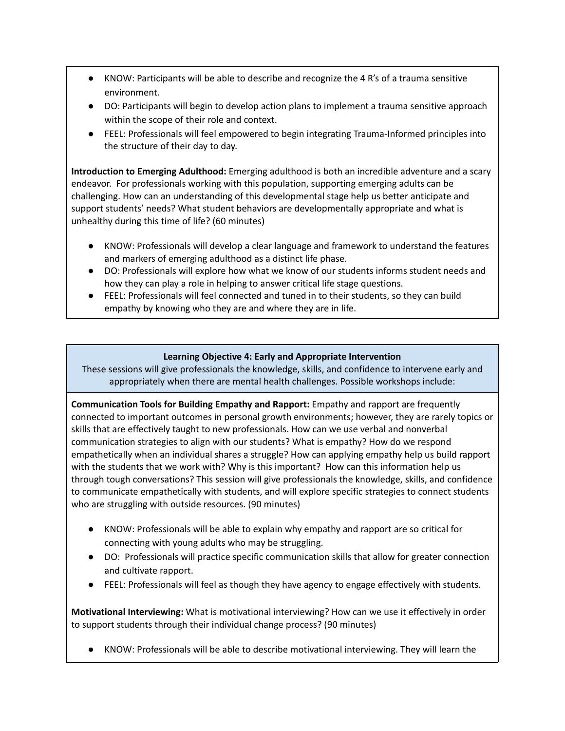- KNOW: Participants will be able to describe and recognize the 4 R's of a trauma sensitive environment.
- DO: Participants will begin to develop action plans to implement a trauma sensitive approach within the scope of their role and context.
- FEEL: Professionals will feel empowered to begin integrating Trauma-Informed principles into the structure of their day to day.

**Introduction to Emerging Adulthood:** Emerging adulthood is both an incredible adventure and a scary endeavor. For professionals working with this population, supporting emerging adults can be challenging. How can an understanding of this developmental stage help us better anticipate and support students' needs? What student behaviors are developmentally appropriate and what is unhealthy during this time of life? (60 minutes)

- KNOW: Professionals will develop a clear language and framework to understand the features and markers of emerging adulthood as a distinct life phase.
- DO: Professionals will explore how what we know of our students informs student needs and how they can play a role in helping to answer critical life stage questions.
- FEEL: Professionals will feel connected and tuned in to their students, so they can build empathy by knowing who they are and where they are in life.

**Learning Objective 4: Early and Appropriate Intervention**

These sessions will give professionals the knowledge, skills, and confidence to intervene early and appropriately when there are mental health challenges. Possible workshops include:

**Communication Tools for Building Empathy and Rapport:** Empathy and rapport are frequently connected to important outcomes in personal growth environments; however, they are rarely topics or skills that are effectively taught to new professionals. How can we use verbal and nonverbal communication strategies to align with our students? What is empathy? How do we respond empathetically when an individual shares a struggle? How can applying empathy help us build rapport with the students that we work with? Why is this important? How can this information help us through tough conversations? This session will give professionals the knowledge, skills, and confidence to communicate empathetically with students, and will explore specific strategies to connect students who are struggling with outside resources. (90 minutes)

- KNOW: Professionals will be able to explain why empathy and rapport are so critical for connecting with young adults who may be struggling.
- DO: Professionals will practice specific communication skills that allow for greater connection and cultivate rapport.
- FEEL: Professionals will feel as though they have agency to engage effectively with students.

**Motivational Interviewing:** What is motivational interviewing? How can we use it effectively in order to support students through their individual change process? (90 minutes)

- KNOW: Professionals will be able to describe motivational interviewing. They will learn the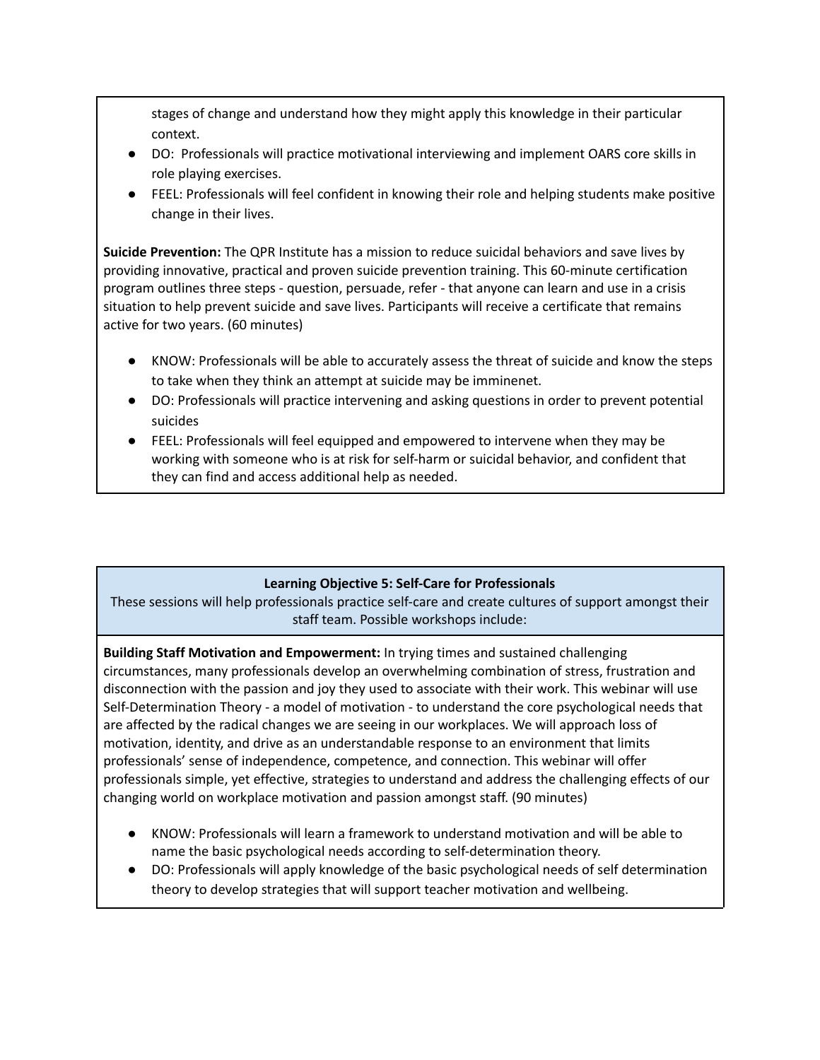stages of change and understand how they might apply this knowledge in their particular context.

- DO: Professionals will practice motivational interviewing and implement OARS core skills in role playing exercises.
- FEEL: Professionals will feel confident in knowing their role and helping students make positive change in their lives.

**Suicide Prevention:** The QPR Institute has a mission to reduce suicidal behaviors and save lives by providing innovative, practical and proven suicide prevention training. This 60-minute certification program outlines three steps - question, persuade, refer - that anyone can learn and use in a crisis situation to help prevent suicide and save lives. Participants will receive a certificate that remains active for two years. (60 minutes)

- KNOW: Professionals will be able to accurately assess the threat of suicide and know the steps to take when they think an attempt at suicide may be imminenet.
- DO: Professionals will practice intervening and asking questions in order to prevent potential suicides
- FEEL: Professionals will feel equipped and empowered to intervene when they may be working with someone who is at risk for self-harm or suicidal behavior, and confident that they can find and access additional help as needed.

**Learning Objective 5: Self-Care for Professionals**

These sessions will help professionals practice self-care and create cultures of support amongst their staff team. Possible workshops include:

**Building Staff Motivation and Empowerment:** In trying times and sustained challenging circumstances, many professionals develop an overwhelming combination of stress, frustration and disconnection with the passion and joy they used to associate with their work. This webinar will use Self-Determination Theory - a model of motivation - to understand the core psychological needs that are affected by the radical changes we are seeing in our workplaces. We will approach loss of motivation, identity, and drive as an understandable response to an environment that limits professionals' sense of independence, competence, and connection. This webinar will offer professionals simple, yet effective, strategies to understand and address the challenging effects of our changing world on workplace motivation and passion amongst staff. (90 minutes)

- KNOW: Professionals will learn a framework to understand motivation and will be able to name the basic psychological needs according to self-determination theory.
- DO: Professionals will apply knowledge of the basic psychological needs of self determination theory to develop strategies that will support teacher motivation and wellbeing.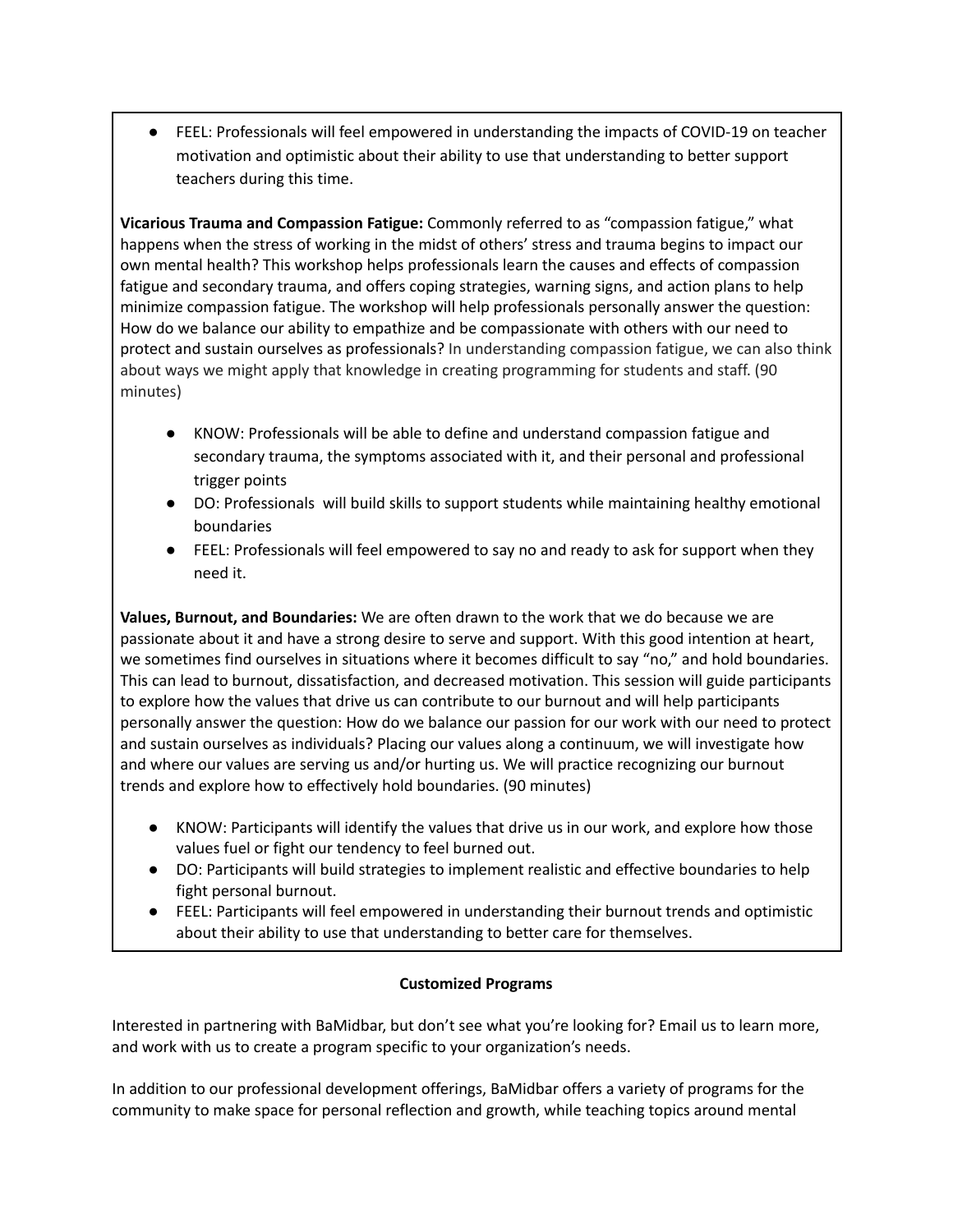- FEEL: Professionals will feel empowered in understanding the impacts of COVID-19 on teacher motivation and optimistic about their ability to use that understanding to better support teachers during this time.

**Vicarious Trauma and Compassion Fatigue:** Commonly referred to as "compassion fatigue," what happens when the stress of working in the midst of others' stress and trauma begins to impact our own mental health? This workshop helps professionals learn the causes and effects of compassion fatigue and secondary trauma, and offers coping strategies, warning signs, and action plans to help minimize compassion fatigue. The workshop will help professionals personally answer the question: How do we balance our ability to empathize and be compassionate with others with our need to protect and sustain ourselves as professionals? In understanding compassion fatigue, we can also think about ways we might apply that knowledge in creating programming for students and staff. (90 minutes)

- KNOW: Professionals will be able to define and understand compassion fatigue and secondary trauma, the symptoms associated with it, and their personal and professional trigger points
- DO: Professionals will build skills to support students while maintaining healthy emotional boundaries
- FEEL: Professionals will feel empowered to say no and ready to ask for support when they need it.

**Values, Burnout, and Boundaries:** We are often drawn to the work that we do because we are passionate about it and have a strong desire to serve and support. With this good intention at heart, we sometimes find ourselves in situations where it becomes difficult to say "no," and hold boundaries. This can lead to burnout, dissatisfaction, and decreased motivation. This session will guide participants to explore how the values that drive us can contribute to our burnout and will help participants personally answer the question: How do we balance our passion for our work with our need to protect and sustain ourselves as individuals? Placing our values along a continuum, we will investigate how and where our values are serving us and/or hurting us. We will practice recognizing our burnout trends and explore how to effectively hold boundaries. (90 minutes)

- KNOW: Participants will identify the values that drive us in our work, and explore how those values fuel or fight our tendency to feel burned out.
- DO: Participants will build strategies to implement realistic and effective boundaries to help fight personal burnout.
- FEEL: Participants will feel empowered in understanding their burnout trends and optimistic about their ability to use that understanding to better care for themselves.

**Customized Programs**

Interested in partnering with BaMidbar, but don't see what you're looking for? Email us to learn more, and work with us to create a program specific to your organization's needs.

In addition to our professional development offerings, BaMidbar offers a variety of programs for the community to make space for personal reflection and growth, while teaching topics around mental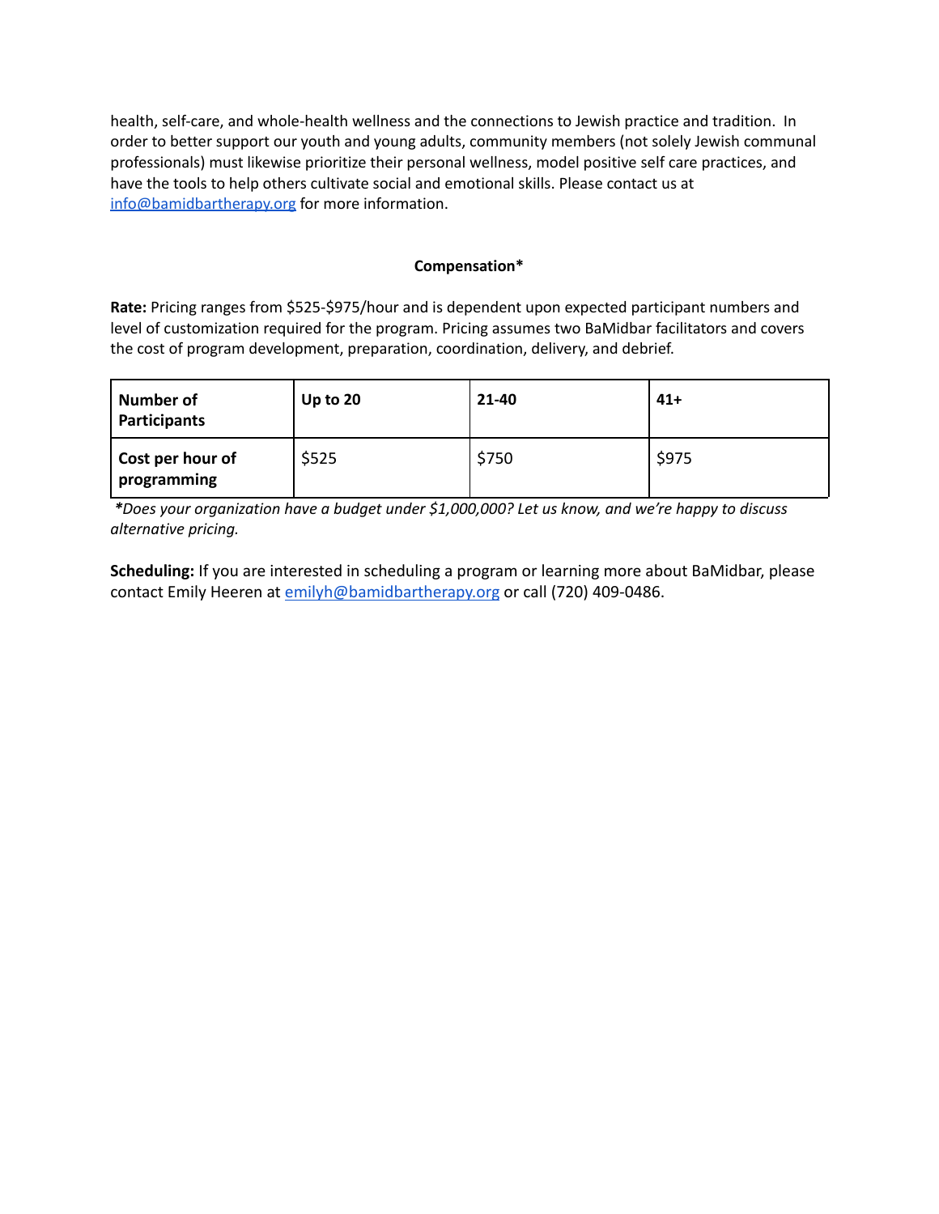health, self-care, and whole-health wellness and the connections to Jewish practice and tradition. In order to better support our youth and young adults, community members (not solely Jewish communal professionals) must likewise prioritize their personal wellness, model positive self care practices, and have the tools to help others cultivate social and emotional skills. Please contact us at [info@bamidbartherapy.org](mailto:info@bamidbartherapy.org) for more information.

**Compensation***

**Rate:** Pricing ranges from $525-$975/hour and is dependent upon expected participant numbers and level of customization required for the program. Pricing assumes two BaMidbar facilitators and covers the cost of program development, preparation, coordination, delivery, and debrief.

| **Number of Participants** | **Up to 20** | **21-40** | **41+** |
|---|---|---|---|
| **Cost per hour of programming** | $525 | $750 | $975 |

***Does your organization have a budget under $1,000,000? Let us know, and we're happy to discuss alternative pricing.***

**Scheduling:** If you are interested in scheduling a program or learning more about BaMidbar, please contact Emily Heeren at [emilyh@bamidbartherapy.org](mailto:emilyh@bamidbartherapy.org) or call (720) 409-0486.